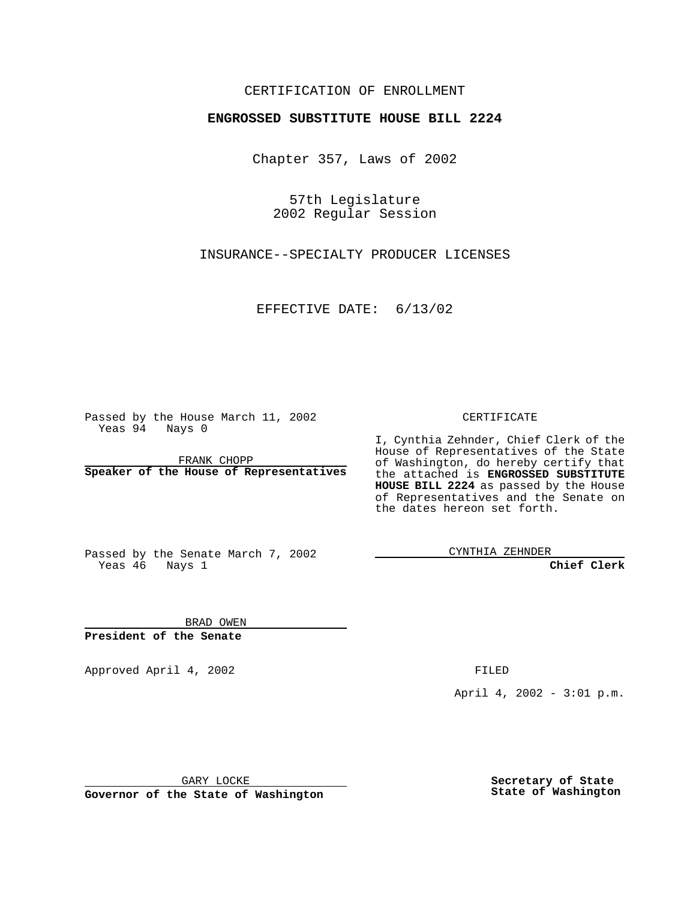CERTIFICATION OF ENROLLMENT

**ENGROSSED SUBSTITUTE HOUSE BILL 2224**

Chapter 357, Laws of 2002

57th Legislature
2002 Regular Session

INSURANCE--SPECIALTY PRODUCER LICENSES

EFFECTIVE DATE: 6/13/02

Passed by the House March 11, 2002
Yeas 94 Nays 0

FRANK CHOPP

**Speaker of the House of Representatives**

Passed by the Senate March 7, 2002
Yeas 46 Nays 1

BRAD OWEN

**President of the Senate**

Approved April 4, 2002

GARY LOCKE

**Governor of the State of Washington**

CERTIFICATE

I, Cynthia Zehnder, Chief Clerk of the House of Representatives of the State of Washington, do hereby certify that the attached is **ENGROSSED SUBSTITUTE HOUSE BILL 2224** as passed by the House of Representatives and the Senate on the dates hereon set forth.

CYNTHIA ZEHNDER

**Chief Clerk**

FILED

April 4, 2002 - 3:01 p.m.

**Secretary of State**
**State of Washington**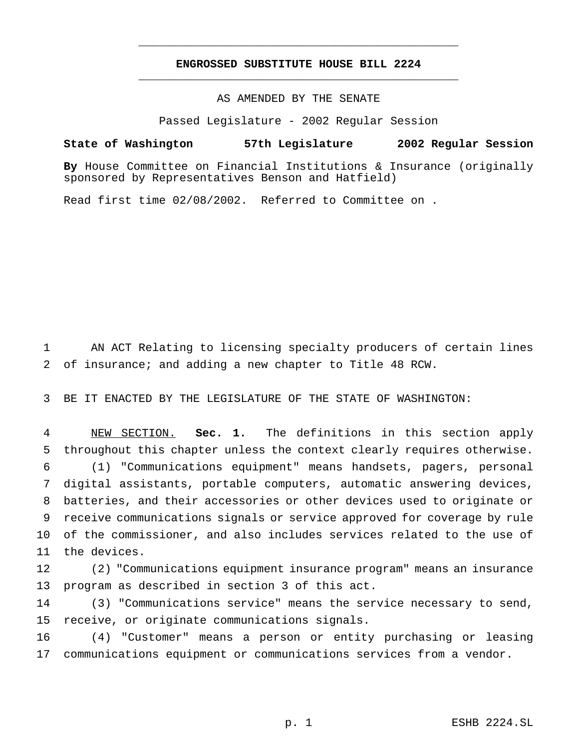# ENGROSSED SUBSTITUTE HOUSE BILL 2224

AS AMENDED BY THE SENATE

Passed Legislature - 2002 Regular Session

**State of Washington 57th Legislature 2002 Regular Session**

**By** House Committee on Financial Institutions & Insurance (originally sponsored by Representatives Benson and Hatfield)

Read first time 02/08/2002. Referred to Committee on .

AN ACT Relating to licensing specialty producers of certain lines of insurance; and adding a new chapter to Title 48 RCW.

BE IT ENACTED BY THE LEGISLATURE OF THE STATE OF WASHINGTON:

NEW SECTION. **Sec. 1.** The definitions in this section apply throughout this chapter unless the context clearly requires otherwise.

(1) "Communications equipment" means handsets, pagers, personal digital assistants, portable computers, automatic answering devices, batteries, and their accessories or other devices used to originate or receive communications signals or service approved for coverage by rule of the commissioner, and also includes services related to the use of the devices.

(2) "Communications equipment insurance program" means an insurance program as described in section 3 of this act.

(3) "Communications service" means the service necessary to send, receive, or originate communications signals.

(4) "Customer" means a person or entity purchasing or leasing communications equipment or communications services from a vendor.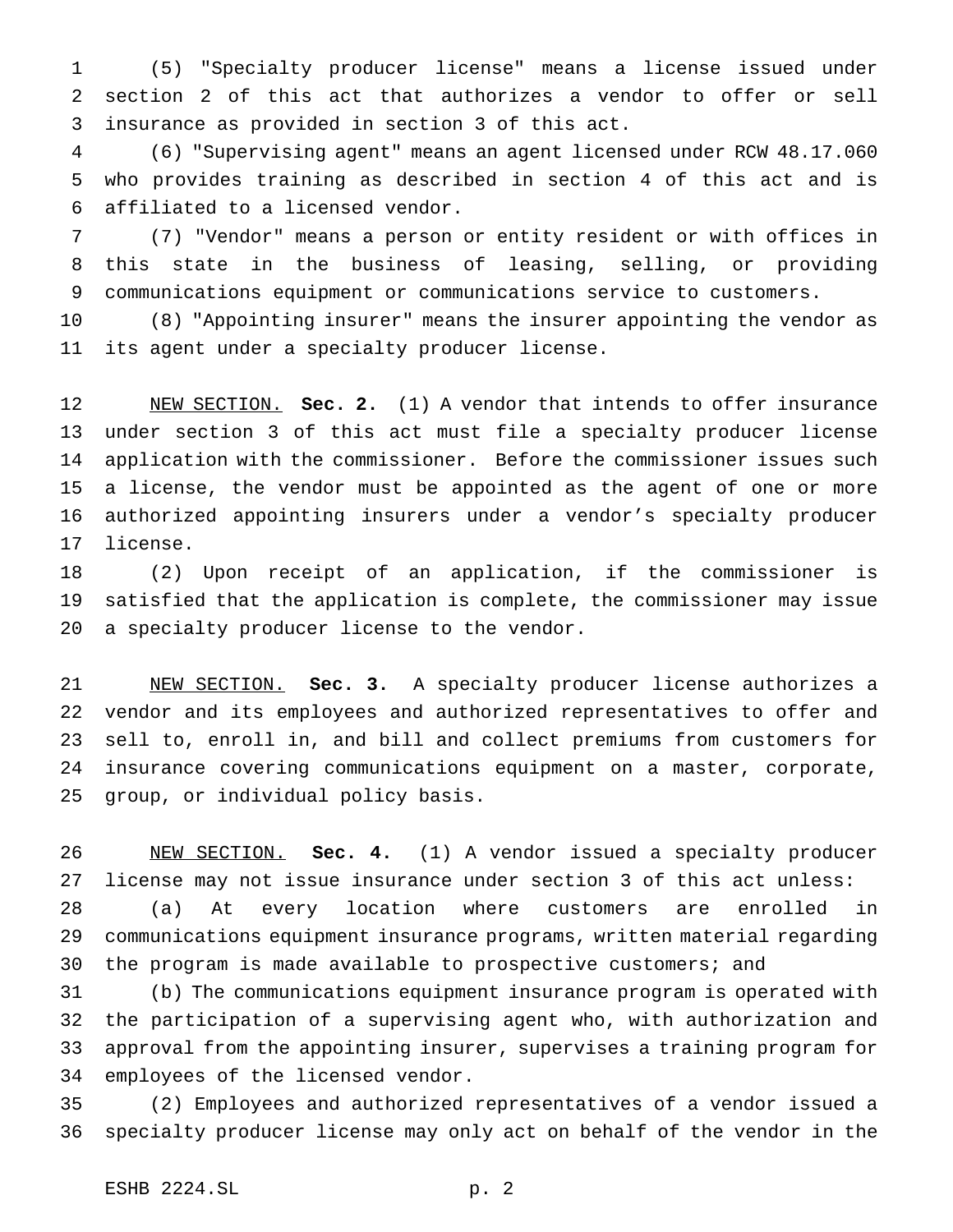(5) "Specialty producer license" means a license issued under section 2 of this act that authorizes a vendor to offer or sell insurance as provided in section 3 of this act.

(6) "Supervising agent" means an agent licensed under RCW 48.17.060 who provides training as described in section 4 of this act and is affiliated to a licensed vendor.

(7) "Vendor" means a person or entity resident or with offices in this state in the business of leasing, selling, or providing communications equipment or communications service to customers.

(8) "Appointing insurer" means the insurer appointing the vendor as its agent under a specialty producer license.

NEW SECTION. **Sec. 2.** (1) A vendor that intends to offer insurance under section 3 of this act must file a specialty producer license application with the commissioner. Before the commissioner issues such a license, the vendor must be appointed as the agent of one or more authorized appointing insurers under a vendor's specialty producer license.

(2) Upon receipt of an application, if the commissioner is satisfied that the application is complete, the commissioner may issue a specialty producer license to the vendor.

NEW SECTION. **Sec. 3.** A specialty producer license authorizes a vendor and its employees and authorized representatives to offer and sell to, enroll in, and bill and collect premiums from customers for insurance covering communications equipment on a master, corporate, group, or individual policy basis.

NEW SECTION. **Sec. 4.** (1) A vendor issued a specialty producer license may not issue insurance under section 3 of this act unless:

(a) At every location where customers are enrolled in communications equipment insurance programs, written material regarding the program is made available to prospective customers; and

(b) The communications equipment insurance program is operated with the participation of a supervising agent who, with authorization and approval from the appointing insurer, supervises a training program for employees of the licensed vendor.

(2) Employees and authorized representatives of a vendor issued a specialty producer license may only act on behalf of the vendor in the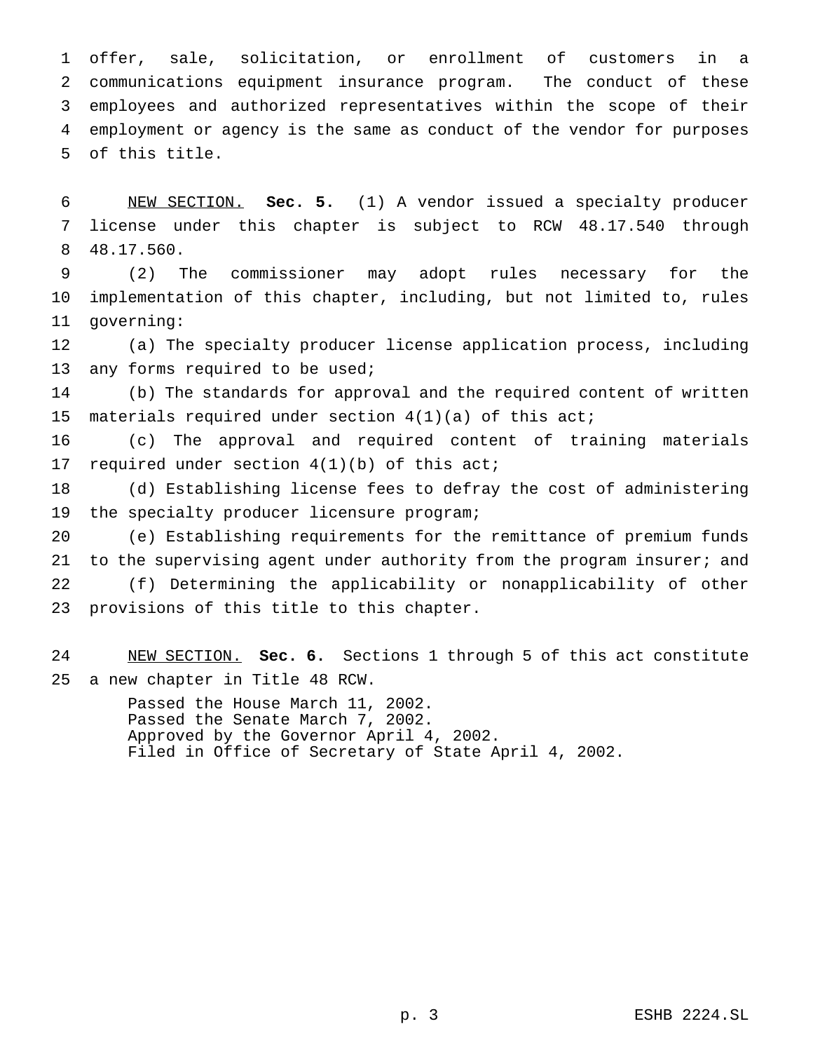offer, sale, solicitation, or enrollment of customers in a communications equipment insurance program. The conduct of these employees and authorized representatives within the scope of their employment or agency is the same as conduct of the vendor for purposes of this title.

NEW SECTION. **Sec. 5.** (1) A vendor issued a specialty producer license under this chapter is subject to RCW 48.17.540 through 48.17.560.

(2) The commissioner may adopt rules necessary for the implementation of this chapter, including, but not limited to, rules governing:

(a) The specialty producer license application process, including any forms required to be used;

(b) The standards for approval and the required content of written materials required under section 4(1)(a) of this act;

(c) The approval and required content of training materials required under section 4(1)(b) of this act;

(d) Establishing license fees to defray the cost of administering the specialty producer licensure program;

(e) Establishing requirements for the remittance of premium funds to the supervising agent under authority from the program insurer; and

(f) Determining the applicability or nonapplicability of other provisions of this title to this chapter.

NEW SECTION. **Sec. 6.** Sections 1 through 5 of this act constitute a new chapter in Title 48 RCW.

Passed the House March 11, 2002.
Passed the Senate March 7, 2002.
Approved by the Governor April 4, 2002.
Filed in Office of Secretary of State April 4, 2002.